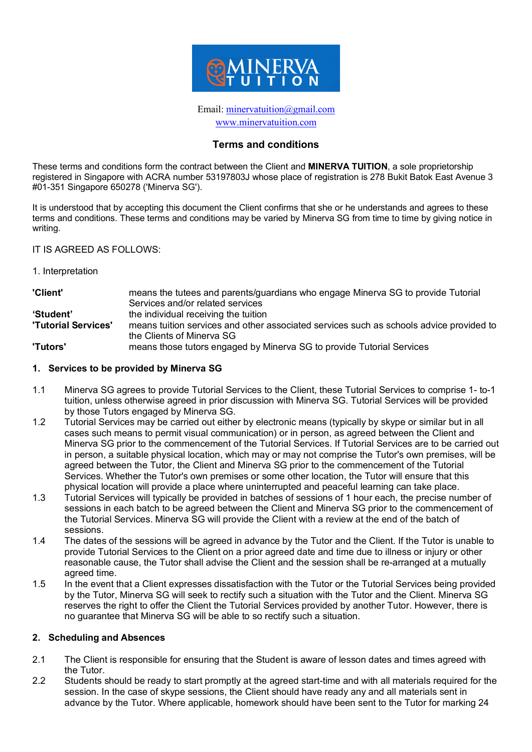MINERVA TUITION

Email: minervatuition@gmail.com
www.minervatuition.com

## Terms and conditions

These terms and conditions form the contract between the Client and **MINERVA TUITION**, a sole proprietorship registered in Singapore with ACRA number 53197803J whose place of registration is 278 Bukit Batok East Avenue 3 #01-351 Singapore 650278 ('Minerva SG').

It is understood that by accepting this document the Client confirms that she or he understands and agrees to these terms and conditions. These terms and conditions may be varied by Minerva SG from time to time by giving notice in writing.

IT IS AGREED AS FOLLOWS:

1. Interpretation

| | |
|---|---|
| **'Client'** | means the tutees and parents/guardians who engage Minerva SG to provide Tutorial Services and/or related services |
| **'Student'** | the individual receiving the tuition |
| **'Tutorial Services'** | means tuition services and other associated services such as schools advice provided to the Clients of Minerva SG |
| **'Tutors'** | means those tutors engaged by Minerva SG to provide Tutorial Services |

### 1. Services to be provided by Minerva SG

1.1 Minerva SG agrees to provide Tutorial Services to the Client, these Tutorial Services to comprise 1- to-1 tuition, unless otherwise agreed in prior discussion with Minerva SG. Tutorial Services will be provided by those Tutors engaged by Minerva SG.

1.2 Tutorial Services may be carried out either by electronic means (typically by skype or similar but in all cases such means to permit visual communication) or in person, as agreed between the Client and Minerva SG prior to the commencement of the Tutorial Services. If Tutorial Services are to be carried out in person, a suitable physical location, which may or may not comprise the Tutor's own premises, will be agreed between the Tutor, the Client and Minerva SG prior to the commencement of the Tutorial Services. Whether the Tutor's own premises or some other location, the Tutor will ensure that this physical location will provide a place where uninterrupted and peaceful learning can take place.

1.3 Tutorial Services will typically be provided in batches of sessions of 1 hour each, the precise number of sessions in each batch to be agreed between the Client and Minerva SG prior to the commencement of the Tutorial Services. Minerva SG will provide the Client with a review at the end of the batch of sessions.

1.4 The dates of the sessions will be agreed in advance by the Tutor and the Client. If the Tutor is unable to provide Tutorial Services to the Client on a prior agreed date and time due to illness or injury or other reasonable cause, the Tutor shall advise the Client and the session shall be re-arranged at a mutually agreed time.

1.5 In the event that a Client expresses dissatisfaction with the Tutor or the Tutorial Services being provided by the Tutor, Minerva SG will seek to rectify such a situation with the Tutor and the Client. Minerva SG reserves the right to offer the Client the Tutorial Services provided by another Tutor. However, there is no guarantee that Minerva SG will be able to so rectify such a situation.

### 2. Scheduling and Absences

2.1 The Client is responsible for ensuring that the Student is aware of lesson dates and times agreed with the Tutor.

2.2 Students should be ready to start promptly at the agreed start-time and with all materials required for the session. In the case of skype sessions, the Client should have ready any and all materials sent in advance by the Tutor. Where applicable, homework should have been sent to the Tutor for marking 24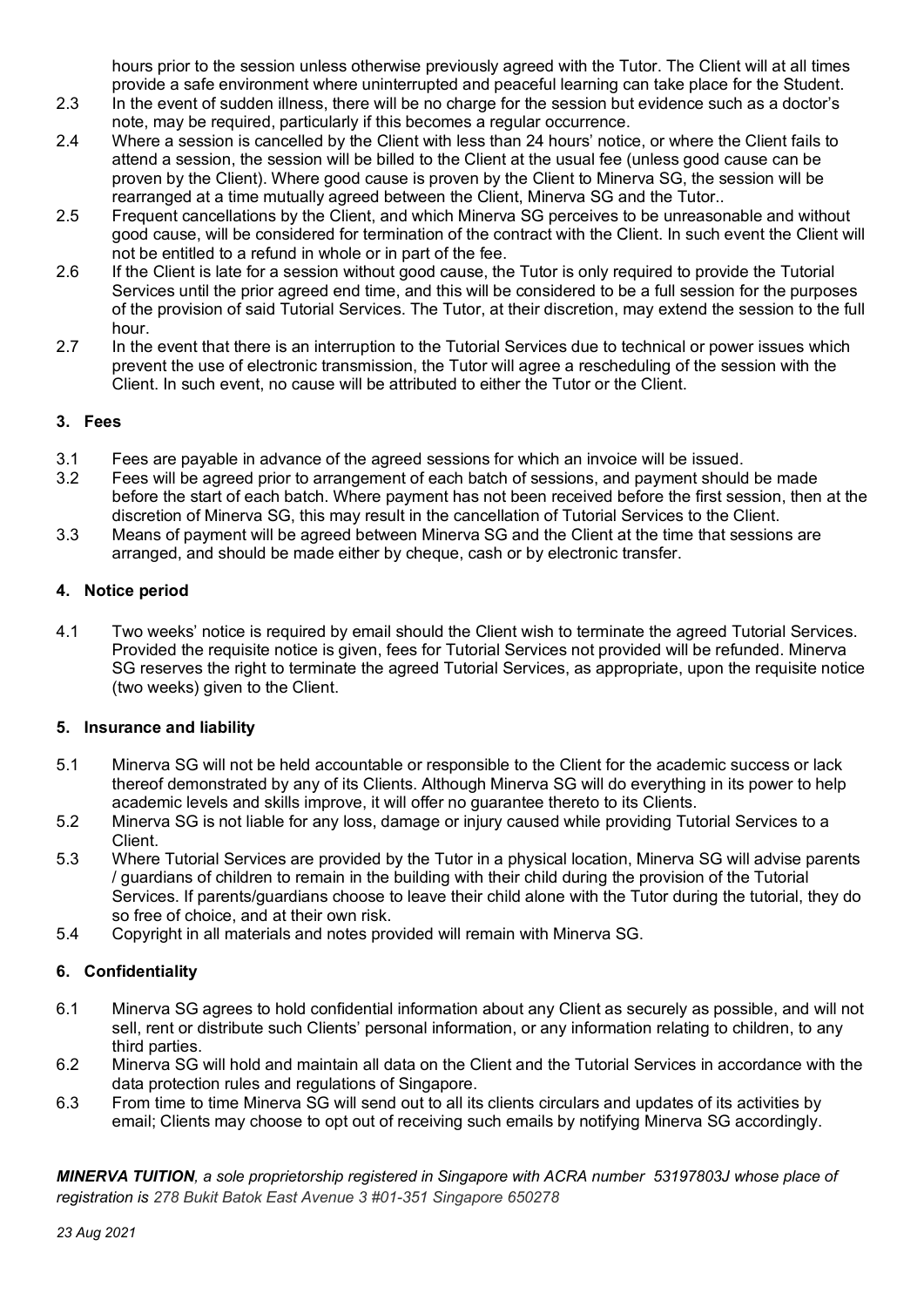hours prior to the session unless otherwise previously agreed with the Tutor. The Client will at all times provide a safe environment where uninterrupted and peaceful learning can take place for the Student.

2.3 In the event of sudden illness, there will be no charge for the session but evidence such as a doctor's note, may be required, particularly if this becomes a regular occurrence.

2.4 Where a session is cancelled by the Client with less than 24 hours' notice, or where the Client fails to attend a session, the session will be billed to the Client at the usual fee (unless good cause can be proven by the Client). Where good cause is proven by the Client to Minerva SG, the session will be rearranged at a time mutually agreed between the Client, Minerva SG and the Tutor..

2.5 Frequent cancellations by the Client, and which Minerva SG perceives to be unreasonable and without good cause, will be considered for termination of the contract with the Client. In such event the Client will not be entitled to a refund in whole or in part of the fee.

2.6 If the Client is late for a session without good cause, the Tutor is only required to provide the Tutorial Services until the prior agreed end time, and this will be considered to be a full session for the purposes of the provision of said Tutorial Services. The Tutor, at their discretion, may extend the session to the full hour.

2.7 In the event that there is an interruption to the Tutorial Services due to technical or power issues which prevent the use of electronic transmission, the Tutor will agree a rescheduling of the session with the Client. In such event, no cause will be attributed to either the Tutor or the Client.

### 3. Fees

3.1 Fees are payable in advance of the agreed sessions for which an invoice will be issued.

3.2 Fees will be agreed prior to arrangement of each batch of sessions, and payment should be made before the start of each batch. Where payment has not been received before the first session, then at the discretion of Minerva SG, this may result in the cancellation of Tutorial Services to the Client.

3.3 Means of payment will be agreed between Minerva SG and the Client at the time that sessions are arranged, and should be made either by cheque, cash or by electronic transfer.

### 4. Notice period

4.1 Two weeks' notice is required by email should the Client wish to terminate the agreed Tutorial Services. Provided the requisite notice is given, fees for Tutorial Services not provided will be refunded. Minerva SG reserves the right to terminate the agreed Tutorial Services, as appropriate, upon the requisite notice (two weeks) given to the Client.

### 5. Insurance and liability

5.1 Minerva SG will not be held accountable or responsible to the Client for the academic success or lack thereof demonstrated by any of its Clients. Although Minerva SG will do everything in its power to help academic levels and skills improve, it will offer no guarantee thereto to its Clients.

5.2 Minerva SG is not liable for any loss, damage or injury caused while providing Tutorial Services to a Client.

5.3 Where Tutorial Services are provided by the Tutor in a physical location, Minerva SG will advise parents / guardians of children to remain in the building with their child during the provision of the Tutorial Services. If parents/guardians choose to leave their child alone with the Tutor during the tutorial, they do so free of choice, and at their own risk.

5.4 Copyright in all materials and notes provided will remain with Minerva SG.

### 6. Confidentiality

6.1 Minerva SG agrees to hold confidential information about any Client as securely as possible, and will not sell, rent or distribute such Clients' personal information, or any information relating to children, to any third parties.

6.2 Minerva SG will hold and maintain all data on the Client and the Tutorial Services in accordance with the data protection rules and regulations of Singapore.

6.3 From time to time Minerva SG will send out to all its clients circulars and updates of its activities by email; Clients may choose to opt out of receiving such emails by notifying Minerva SG accordingly.

***MINERVA TUITION**, a sole proprietorship registered in Singapore with ACRA number 53197803J whose place of registration is 278 Bukit Batok East Avenue 3 #01-351 Singapore 650278*

*23 Aug 2021*